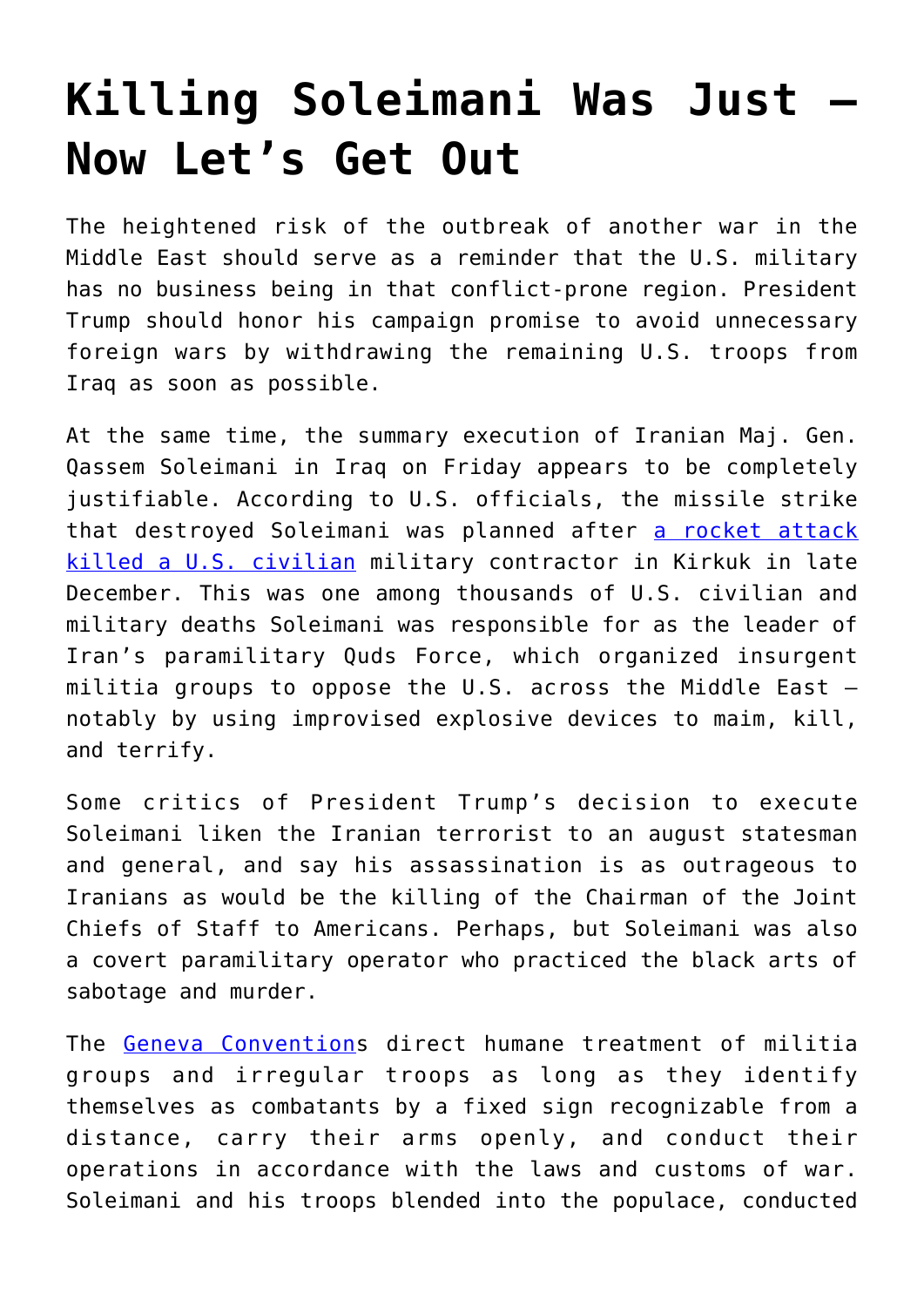# Killing Soleimani Was Just — Now Let's Get Out

The heightened risk of the outbreak of another war in the Middle East should serve as a reminder that the U.S. military has no business being in that conflict-prone region. President Trump should honor his campaign promise to avoid unnecessary foreign wars by withdrawing the remaining U.S. troops from Iraq as soon as possible.

At the same time, the summary execution of Iranian Maj. Gen. Qassem Soleimani in Iraq on Friday appears to be completely justifiable. According to U.S. officials, the missile strike that destroyed Soleimani was planned after a rocket attack killed a U.S. civilian military contractor in Kirkuk in late December. This was one among thousands of U.S. civilian and military deaths Soleimani was responsible for as the leader of Iran's paramilitary Quds Force, which organized insurgent militia groups to oppose the U.S. across the Middle East — notably by using improvised explosive devices to maim, kill, and terrify.

Some critics of President Trump's decision to execute Soleimani liken the Iranian terrorist to an august statesman and general, and say his assassination is as outrageous to Iranians as would be the killing of the Chairman of the Joint Chiefs of Staff to Americans. Perhaps, but Soleimani was also a covert paramilitary operator who practiced the black arts of sabotage and murder.

The Geneva Conventions direct humane treatment of militia groups and irregular troops as long as they identify themselves as combatants by a fixed sign recognizable from a distance, carry their arms openly, and conduct their operations in accordance with the laws and customs of war. Soleimani and his troops blended into the populace, conducted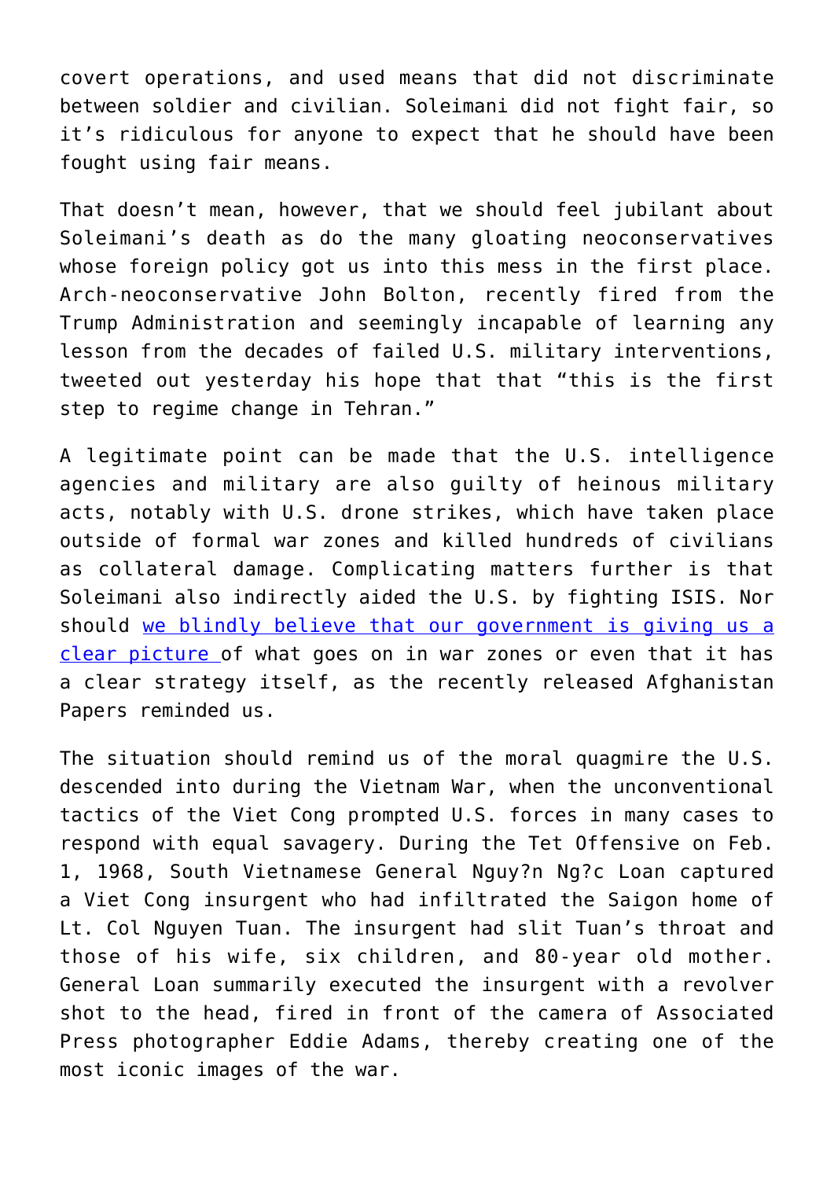covert operations, and used means that did not discriminate between soldier and civilian. Soleimani did not fight fair, so it's ridiculous for anyone to expect that he should have been fought using fair means.

That doesn't mean, however, that we should feel jubilant about Soleimani's death as do the many gloating neoconservatives whose foreign policy got us into this mess in the first place. Arch-neoconservative John Bolton, recently fired from the Trump Administration and seemingly incapable of learning any lesson from the decades of failed U.S. military interventions, tweeted out yesterday his hope that that "this is the first step to regime change in Tehran."

A legitimate point can be made that the U.S. intelligence agencies and military are also guilty of heinous military acts, notably with U.S. drone strikes, which have taken place outside of formal war zones and killed hundreds of civilians as collateral damage. Complicating matters further is that Soleimani also indirectly aided the U.S. by fighting ISIS. Nor should [we blindly believe that our government is giving us a clear picture ]of what goes on in war zones or even that it has a clear strategy itself, as the recently released Afghanistan Papers reminded us.

The situation should remind us of the moral quagmire the U.S. descended into during the Vietnam War, when the unconventional tactics of the Viet Cong prompted U.S. forces in many cases to respond with equal savagery. During the Tet Offensive on Feb. 1, 1968, South Vietnamese General Nguy?n Ng?c Loan captured a Viet Cong insurgent who had infiltrated the Saigon home of Lt. Col Nguyen Tuan. The insurgent had slit Tuan's throat and those of his wife, six children, and 80-year old mother. General Loan summarily executed the insurgent with a revolver shot to the head, fired in front of the camera of Associated Press photographer Eddie Adams, thereby creating one of the most iconic images of the war.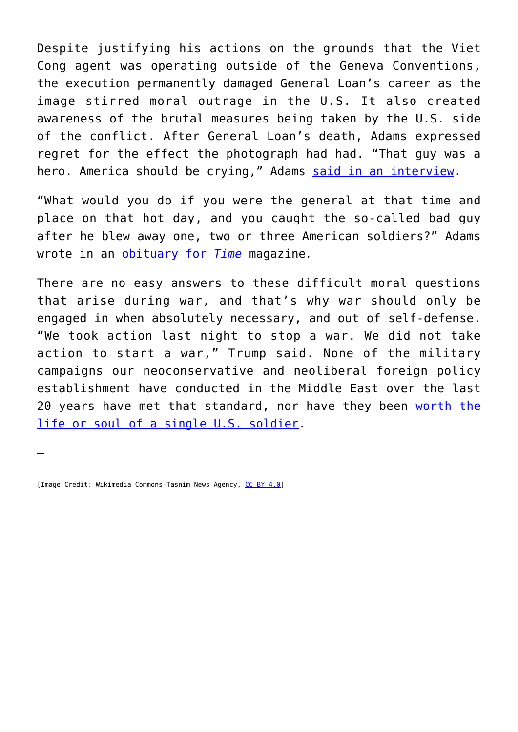Despite justifying his actions on the grounds that the Viet Cong agent was operating outside of the Geneva Conventions, the execution permanently damaged General Loan's career as the image stirred moral outrage in the U.S. It also created awareness of the brutal measures being taken by the U.S. side of the conflict. After General Loan's death, Adams expressed regret for the effect the photograph had had. "That guy was a hero. America should be crying," Adams said in an interview.

"What would you do if you were the general at that time and place on that hot day, and you caught the so-called bad guy after he blew away one, two or three American soldiers?" Adams wrote in an obituary for *Time* magazine.

There are no easy answers to these difficult moral questions that arise during war, and that's why war should only be engaged in when absolutely necessary, and out of self-defense. "We took action last night to stop a war. We did not take action to start a war," Trump said. None of the military campaigns our neoconservative and neoliberal foreign policy establishment have conducted in the Middle East over the last 20 years have met that standard, nor have they been worth the life or soul of a single U.S. soldier.

—

[Image Credit: Wikimedia Commons-Tasnim News Agency, CC BY 4.0]